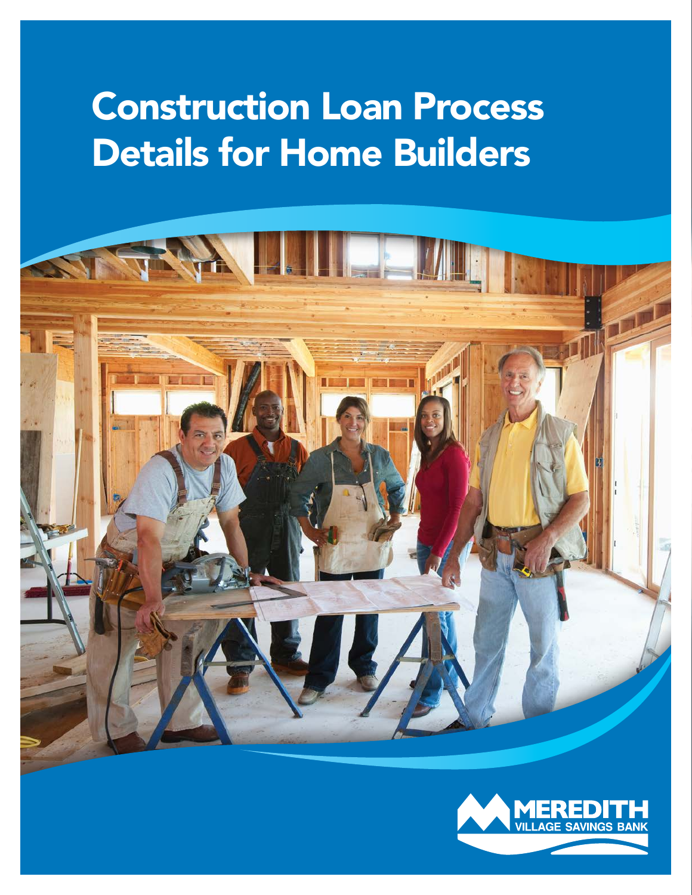# Construction Loan Process Details for Home Builders

MEREDITH VILLAGE SAVINGS BANK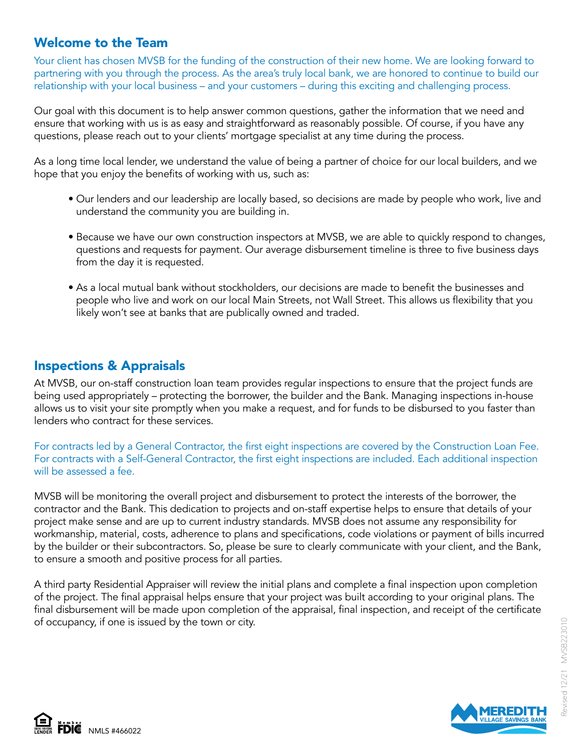## Welcome to the Team

Your client has chosen MVSB for the funding of the construction of their new home. We are looking forward to partnering with you through the process. As the area's truly local bank, we are honored to continue to build our relationship with your local business – and your customers – during this exciting and challenging process.

Our goal with this document is to help answer common questions, gather the information that we need and ensure that working with us is as easy and straightforward as reasonably possible. Of course, if you have any questions, please reach out to your clients' mortgage specialist at any time during the process.

As a long time local lender, we understand the value of being a partner of choice for our local builders, and we hope that you enjoy the benefits of working with us, such as:

- Our lenders and our leadership are locally based, so decisions are made by people who work, live and understand the community you are building in.
- Because we have our own construction inspectors at MVSB, we are able to quickly respond to changes, questions and requests for payment. Our average disbursement timeline is three to five business days from the day it is requested.
- As a local mutual bank without stockholders, our decisions are made to benefit the businesses and people who live and work on our local Main Streets, not Wall Street. This allows us flexibility that you likely won't see at banks that are publically owned and traded.

## Inspections & Appraisals

At MVSB, our on-staff construction loan team provides regular inspections to ensure that the project funds are being used appropriately – protecting the borrower, the builder and the Bank. Managing inspections in-house allows us to visit your site promptly when you make a request, and for funds to be disbursed to you faster than lenders who contract for these services.

For contracts led by a General Contractor, the first eight inspections are covered by the Construction Loan Fee. For contracts with a Self-General Contractor, the first eight inspections are included. Each additional inspection will be assessed a fee.

MVSB will be monitoring the overall project and disbursement to protect the interests of the borrower, the contractor and the Bank. This dedication to projects and on-staff expertise helps to ensure that details of your project make sense and are up to current industry standards. MVSB does not assume any responsibility for workmanship, material, costs, adherence to plans and specifications, code violations or payment of bills incurred by the builder or their subcontractors. So, please be sure to clearly communicate with your client, and the Bank, to ensure a smooth and positive process for all parties.

A third party Residential Appraiser will review the initial plans and complete a final inspection upon completion of the project. The final appraisal helps ensure that your project was built according to your original plans. The final disbursement will be made upon completion of the appraisal, final inspection, and receipt of the certificate of occupancy, if one is issued by the town or city.

NMLS #466022

Revised 12/21 MVSB223010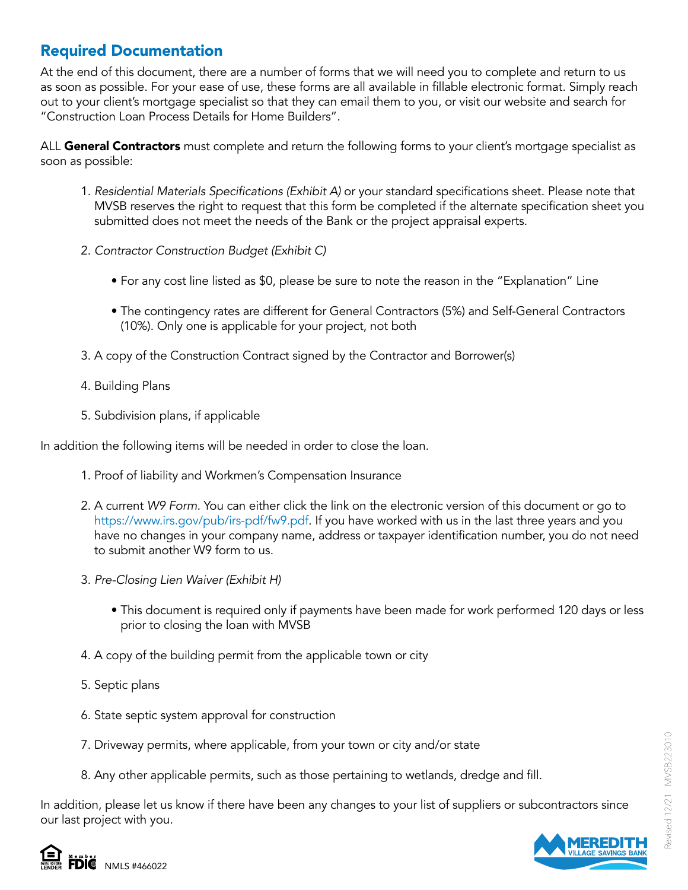## Required Documentation

At the end of this document, there are a number of forms that we will need you to complete and return to us as soon as possible. For your ease of use, these forms are all available in fillable electronic format. Simply reach out to your client's mortgage specialist so that they can email them to you, or visit our website and search for "Construction Loan Process Details for Home Builders".

ALL **General Contractors** must complete and return the following forms to your client's mortgage specialist as soon as possible:

1. *Residential Materials Specifications (Exhibit A)* or your standard specifications sheet. Please note that MVSB reserves the right to request that this form be completed if the alternate specification sheet you submitted does not meet the needs of the Bank or the project appraisal experts.
2. *Contractor Construction Budget (Exhibit C)*
   - For any cost line listed as $0, please be sure to note the reason in the "Explanation" Line
   - The contingency rates are different for General Contractors (5%) and Self-General Contractors (10%). Only one is applicable for your project, not both
3. A copy of the Construction Contract signed by the Contractor and Borrower(s)
4. Building Plans
5. Subdivision plans, if applicable

In addition the following items will be needed in order to close the loan.

1. Proof of liability and Workmen's Compensation Insurance
2. A current *W9 Form.* You can either click the link on the electronic version of this document or go to https://www.irs.gov/pub/irs-pdf/fw9.pdf. If you have worked with us in the last three years and you have no changes in your company name, address or taxpayer identification number, you do not need to submit another W9 form to us.
3. *Pre-Closing Lien Waiver (Exhibit H)*
   - This document is required only if payments have been made for work performed 120 days or less prior to closing the loan with MVSB
4. A copy of the building permit from the applicable town or city
5. Septic plans
6. State septic system approval for construction
7. Driveway permits, where applicable, from your town or city and/or state
8. Any other applicable permits, such as those pertaining to wetlands, dredge and fill.

In addition, please let us know if there have been any changes to your list of suppliers or subcontractors since our last project with you.

NMLS #466022

Revised 12/21 MVSB223010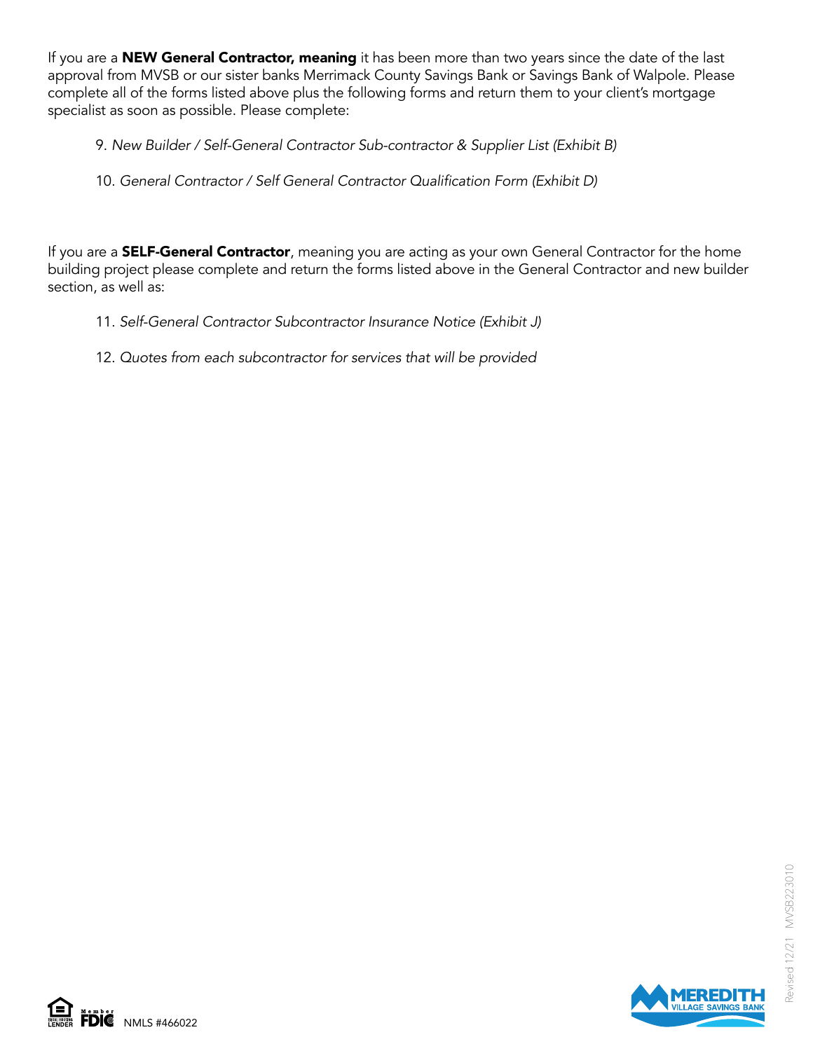If you are a **NEW General Contractor, meaning** it has been more than two years since the date of the last approval from MVSB or our sister banks Merrimack County Savings Bank or Savings Bank of Walpole. Please complete all of the forms listed above plus the following forms and return them to your client's mortgage specialist as soon as possible. Please complete:

9. *New Builder / Self-General Contractor Sub-contractor & Supplier List (Exhibit B)*

10. *General Contractor / Self General Contractor Qualification Form (Exhibit D)*

If you are a **SELF-General Contractor**, meaning you are acting as your own General Contractor for the home building project please complete and return the forms listed above in the General Contractor and new builder section, as well as:

11. *Self-General Contractor Subcontractor Insurance Notice (Exhibit J)*

12. *Quotes from each subcontractor for services that will be provided*

Revised 12/21 MVSB223010

NMLS #466022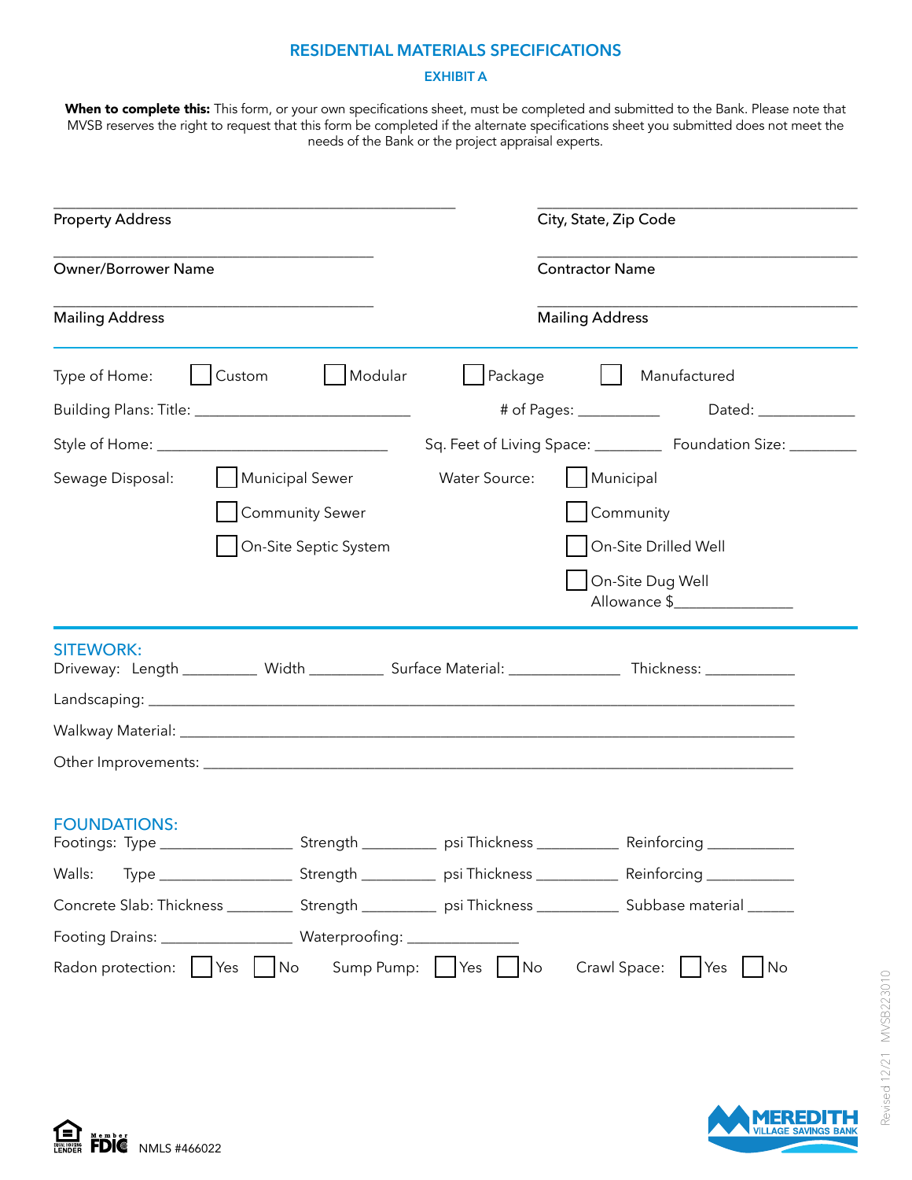# RESIDENTIAL MATERIALS SPECIFICATIONS

## EXHIBIT A

**When to complete this:** This form, or your own specifications sheet, must be completed and submitted to the Bank. Please note that MVSB reserves the right to request that this form be completed if the alternate specifications sheet you submitted does not meet the needs of the Bank or the project appraisal experts.

\_\_\_\_\_\_\_\_\_\_\_\_\_\_\_\_\_\_\_\_\_\_\_\_\_\_\_\_\_\_\_\_\_\_\_\_\_\_\_\_
Property Address

\_\_\_\_\_\_\_\_\_\_\_\_\_\_\_\_\_\_\_\_\_\_\_\_\_\_\_\_\_\_\_\_\_\_\_\_\_\_\_\_
City, State, Zip Code

\_\_\_\_\_\_\_\_\_\_\_\_\_\_\_\_\_\_\_\_\_\_\_\_\_\_\_\_\_\_\_\_\_\_\_\_\_\_\_\_
Owner/Borrower Name

\_\_\_\_\_\_\_\_\_\_\_\_\_\_\_\_\_\_\_\_\_\_\_\_\_\_\_\_\_\_\_\_\_\_\_\_\_\_\_\_
Contractor Name

\_\_\_\_\_\_\_\_\_\_\_\_\_\_\_\_\_\_\_\_\_\_\_\_\_\_\_\_\_\_\_\_\_\_\_\_\_\_\_\_
Mailing Address

\_\_\_\_\_\_\_\_\_\_\_\_\_\_\_\_\_\_\_\_\_\_\_\_\_\_\_\_\_\_\_\_\_\_\_\_\_\_\_\_
Mailing Address

---

Type of Home: ☐ Custom ☐ Modular ☐ Package ☐ Manufactured

Building Plans: Title: \_\_\_\_\_\_\_\_\_\_\_\_\_\_\_\_\_\_\_\_ # of Pages: \_\_\_\_\_\_\_\_ Dated: \_\_\_\_\_\_\_\_\_

Style of Home: \_\_\_\_\_\_\_\_\_\_\_\_\_\_\_\_\_\_\_\_ Sq. Feet of Living Space: \_\_\_\_\_\_\_ Foundation Size: \_\_\_\_\_\_\_

Sewage Disposal:
- ☐ Municipal Sewer
- ☐ Community Sewer
- ☐ On-Site Septic System

Water Source:
- ☐ Municipal
- ☐ Community
- ☐ On-Site Drilled Well
- ☐ On-Site Dug Well

Allowance $\_\_\_\_\_\_\_\_\_\_\_\_

---

## SITEWORK:

Driveway: Length \_\_\_\_\_\_\_ Width \_\_\_\_\_\_\_ Surface Material: \_\_\_\_\_\_\_\_\_\_ Thickness: \_\_\_\_\_\_\_\_\_

Landscaping: \_\_\_\_\_\_\_\_\_\_\_\_\_\_\_\_\_\_\_\_\_\_\_\_\_\_\_\_\_\_\_\_\_\_\_\_\_\_\_\_\_\_\_\_\_\_\_\_

Walkway Material: \_\_\_\_\_\_\_\_\_\_\_\_\_\_\_\_\_\_\_\_\_\_\_\_\_\_\_\_\_\_\_\_\_\_\_\_\_\_\_\_\_\_\_\_

Other Improvements: \_\_\_\_\_\_\_\_\_\_\_\_\_\_\_\_\_\_\_\_\_\_\_\_\_\_\_\_\_\_\_\_\_\_\_\_\_\_\_\_\_\_

## FOUNDATIONS:

Footings: Type \_\_\_\_\_\_\_\_\_\_\_\_ Strength \_\_\_\_\_\_\_ psi Thickness \_\_\_\_\_\_\_\_ Reinforcing \_\_\_\_\_\_\_\_

Walls: Type \_\_\_\_\_\_\_\_\_\_\_\_ Strength \_\_\_\_\_\_\_ psi Thickness \_\_\_\_\_\_\_\_ Reinforcing \_\_\_\_\_\_\_\_

Concrete Slab: Thickness \_\_\_\_\_\_ Strength \_\_\_\_\_\_\_ psi Thickness \_\_\_\_\_\_\_\_ Subbase material \_\_\_\_\_

Footing Drains: \_\_\_\_\_\_\_\_\_\_\_\_ Waterproofing: \_\_\_\_\_\_\_\_\_\_

Radon protection: ☐ Yes ☐ No Sump Pump: ☐ Yes ☐ No Crawl Space: ☐ Yes ☐ No

Revised 12/21 MVSB223010

Member FDIC NMLS #466022

MEREDITH VILLAGE SAVINGS BANK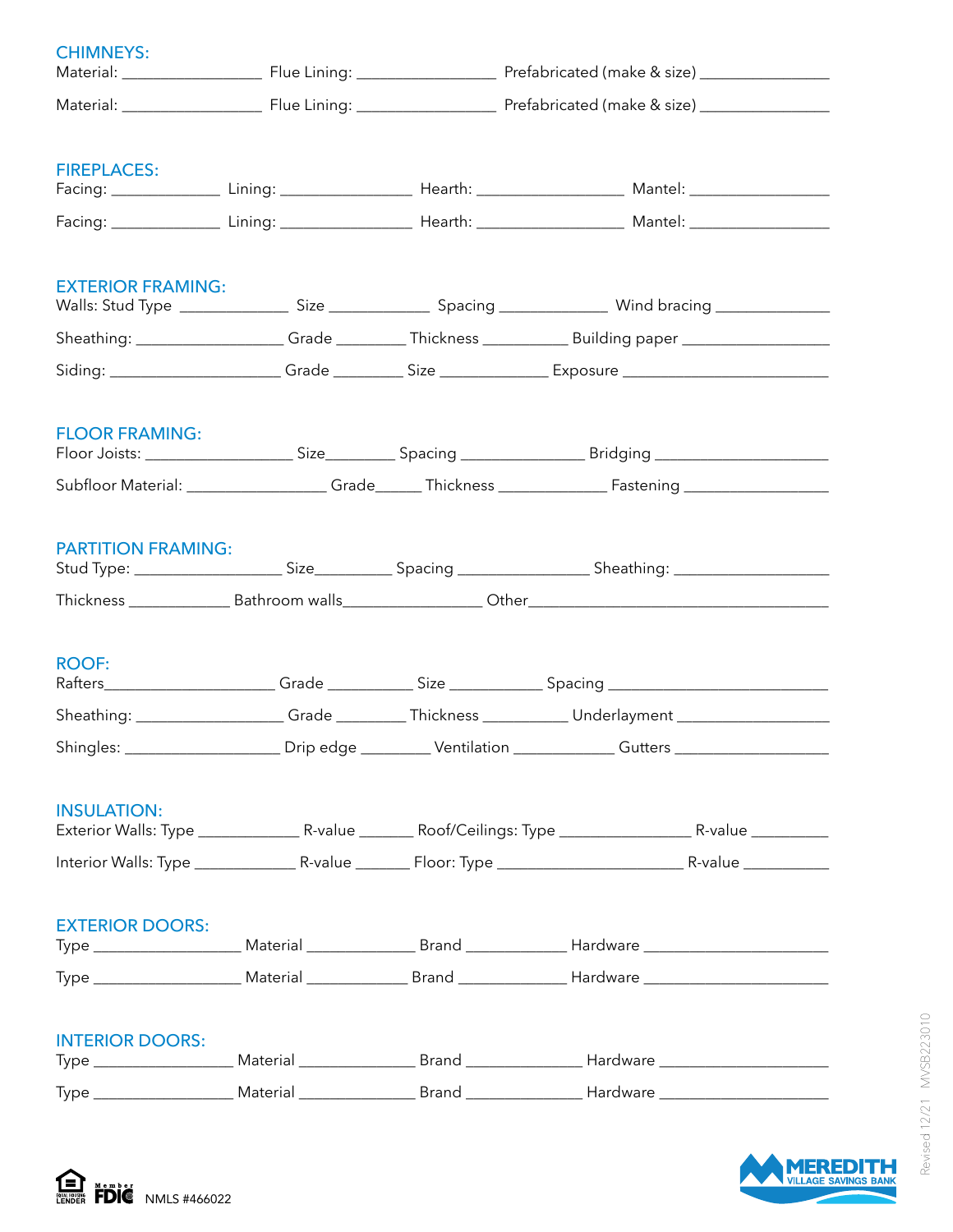## CHIMNEYS:

Material: ________________ Flue Lining: ________________ Prefabricated (make & size) _______________

Material: ________________ Flue Lining: ________________ Prefabricated (make & size) _______________

## FIREPLACES:

Facing: _____________ Lining: _______________ Hearth: _________________ Mantel: ________________

Facing: _____________ Lining: _______________ Hearth: _________________ Mantel: ________________

## EXTERIOR FRAMING:

Walls: Stud Type _____________ Size ____________ Spacing _____________ Wind bracing _____________

Sheathing: _________________ Grade ________ Thickness __________ Building paper _________________

Siding: ____________________ Grade ________ Size _____________ Exposure ________________________

## FLOOR FRAMING:

Floor Joists: _________________ Size________ Spacing ______________ Bridging ____________________

Subfloor Material: ________________ Grade_____ Thickness _____________ Fastening _________________

## PARTITION FRAMING:

Stud Type: _________________ Size_________ Spacing _______________ Sheathing: __________________

Thickness ____________ Bathroom walls________________ Other_____________________________________

## ROOF:

Rafters____________________ Grade __________ Size ___________ Spacing __________________________

Sheathing: _________________ Grade ________ Thickness __________ Underlayment __________________

Shingles: __________________ Drip edge ________ Ventilation ____________ Gutters __________________

## INSULATION:

Exterior Walls: Type ____________ R-value ______ Roof/Ceilings: Type _______________ R-value _________

Interior Walls: Type ____________ R-value ______ Floor: Type ______________________ R-value __________

## EXTERIOR DOORS:

Type _________________ Material _____________ Brand ____________ Hardware ______________________

Type _________________ Material ____________ Brand _____________ Hardware ______________________

## INTERIOR DOORS:

Type ________________ Material ______________ Brand ______________ Hardware ____________________

Type ________________ Material ______________ Brand ______________ Hardware ____________________

NMLS #466022

MEREDITH VILLAGE SAVINGS BANK

Revised 12/21 MVSB223010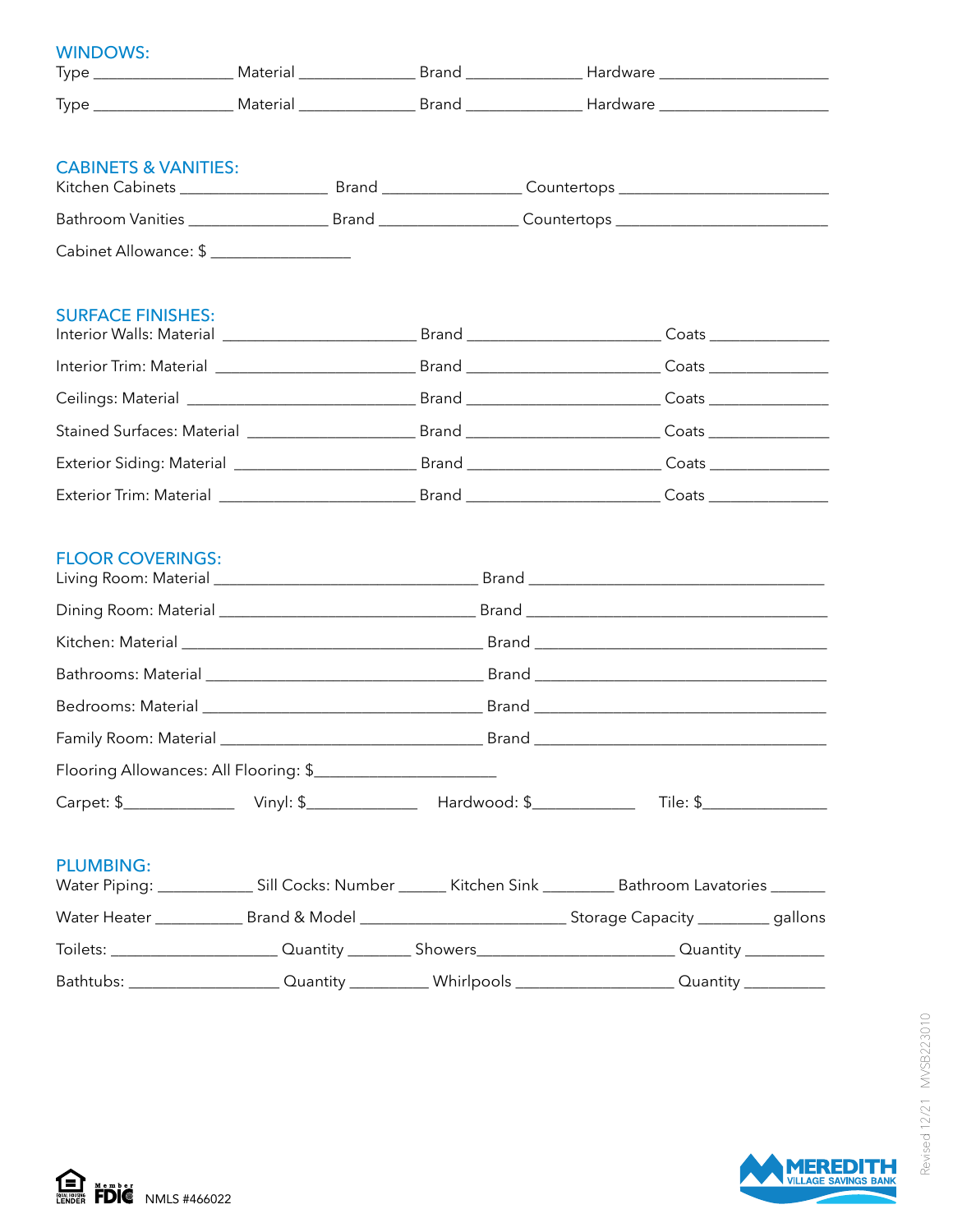## WINDOWS:

Type ________________ Material ______________ Brand ______________ Hardware ____________________

Type ________________ Material ______________ Brand ______________ Hardware ____________________

## CABINETS & VANITIES:

Kitchen Cabinets _________________ Brand ________________ Countertops _________________________

Bathroom Vanities ________________ Brand ________________ Countertops _________________________

Cabinet Allowance: $ ________________

## SURFACE FINISHES:

Interior Walls: Material ______________________ Brand ______________________ Coats ______________

Interior Trim: Material _______________________ Brand ______________________ Coats ______________

Ceilings: Material ___________________________ Brand ______________________ Coats ______________

Stained Surfaces: Material ____________________ Brand ______________________ Coats ______________

Exterior Siding: Material _____________________ Brand ______________________ Coats ______________

Exterior Trim: Material _______________________ Brand ______________________ Coats ______________

## FLOOR COVERINGS:

Living Room: Material _______________________________ Brand __________________________________

Dining Room: Material _______________________________ Brand __________________________________

Kitchen: Material ___________________________________ Brand __________________________________

Bathrooms: Material _________________________________ Brand __________________________________

Bedrooms: Material __________________________________ Brand __________________________________

Family Room: Material _______________________________ Brand __________________________________

Flooring Allowances: All Flooring: $_____________________

Carpet: $_____________ Vinyl: $_____________ Hardwood: $____________ Tile: $_______________

## PLUMBING:

Water Piping: ___________ Sill Cocks: Number _____ Kitchen Sink ________ Bathroom Lavatories _______

Water Heater __________ Brand & Model _______________________ Storage Capacity ________ gallons

Toilets: ___________________ Quantity _______ Showers______________________ Quantity _________

Bathtubs: _________________ Quantity _________ Whirlpools ___________________ Quantity _________

NMLS #466022

Revised 12/21 MVSB223010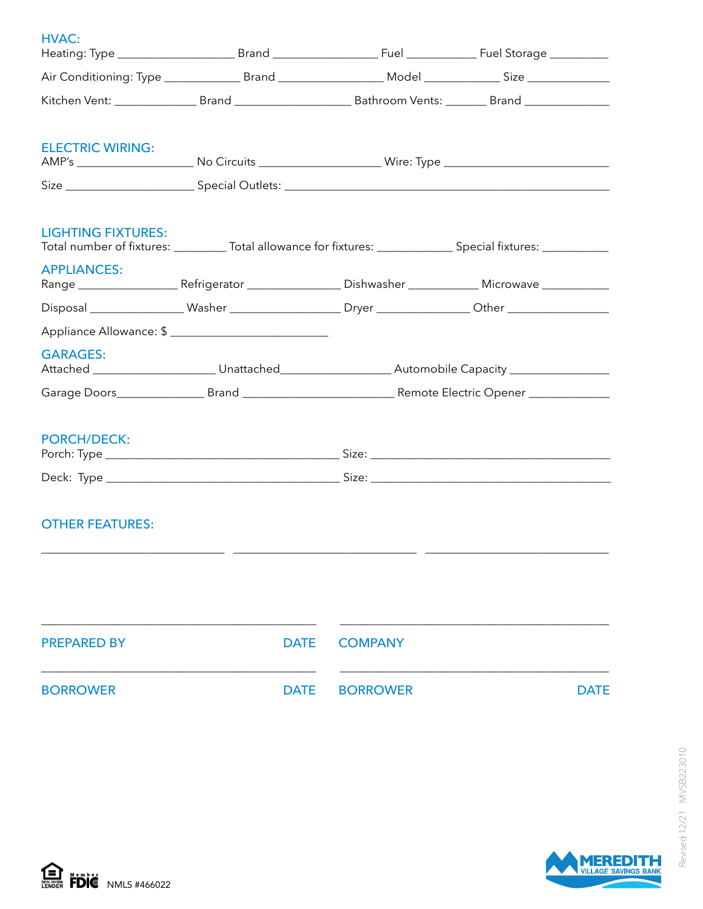## HVAC:

Heating: Type ___________________ Brand _________________ Fuel ____________ Fuel Storage __________

Air Conditioning: Type _____________ Brand _________________ Model _____________ Size ______________

Kitchen Vent: ______________ Brand ___________________ Bathroom Vents: _______ Brand ______________

## ELECTRIC WIRING:

AMP's ___________________ No Circuits ____________________ Wire: Type ___________________________

Size _____________________ Special Outlets: _____________________________________________________

## LIGHTING FIXTURES:

Total number of fixtures: ________ Total allowance for fixtures: ____________ Special fixtures: ___________

## APPLIANCES:

Range ________________ Refrigerator _______________ Dishwasher ___________ Microwave ___________

Disposal _______________ Washer __________________ Dryer _______________ Other _________________

Appliance Allowance: $ __________________________

## GARAGES:

Attached ____________________ Unattached__________________ Automobile Capacity ________________

Garage Doors______________ Brand _________________________ Remote Electric Opener _____________

## PORCH/DECK:

Porch: Type _______________________________________ Size: ________________________________________

Deck: Type _______________________________________ Size: ________________________________________

## OTHER FEATURES:

______________________________ ______________________________ ______________________________

_____________________________________________ _____________________________________________

PREPARED BY DATE COMPANY

_____________________________________________ _____________________________________________

BORROWER DATE BORROWER DATE

Revised 12/21 MVSB223010

NMLS #466022

MEREDITH VILLAGE SAVINGS BANK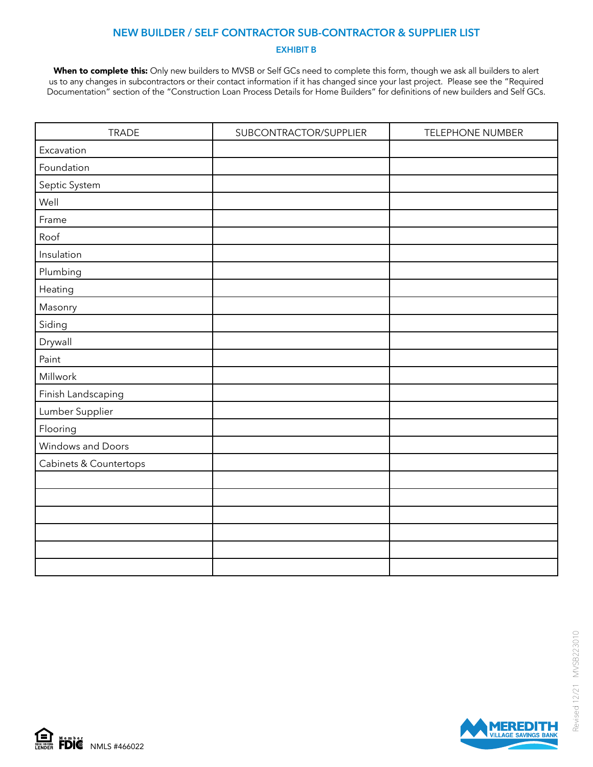# NEW BUILDER / SELF CONTRACTOR SUB-CONTRACTOR & SUPPLIER LIST

## EXHIBIT B

**When to complete this:** Only new builders to MVSB or Self GCs need to complete this form, though we ask all builders to alert us to any changes in subcontractors or their contact information if it has changed since your last project. Please see the "Required Documentation" section of the "Construction Loan Process Details for Home Builders" for definitions of new builders and Self GCs.

| TRADE | SUBCONTRACTOR/SUPPLIER | TELEPHONE NUMBER |
|---|---|---|
| Excavation | | |
| Foundation | | |
| Septic System | | |
| Well | | |
| Frame | | |
| Roof | | |
| Insulation | | |
| Plumbing | | |
| Heating | | |
| Masonry | | |
| Siding | | |
| Drywall | | |
| Paint | | |
| Millwork | | |
| Finish Landscaping | | |
| Lumber Supplier | | |
| Flooring | | |
| Windows and Doors | | |
| Cabinets & Countertops | | |
| | | |
| | | |
| | | |
| | | |
| | | |
| | | |

Member FDIC NMLS #466022

MEREDITH VILLAGE SAVINGS BANK

Revised 12/21 MVSB223010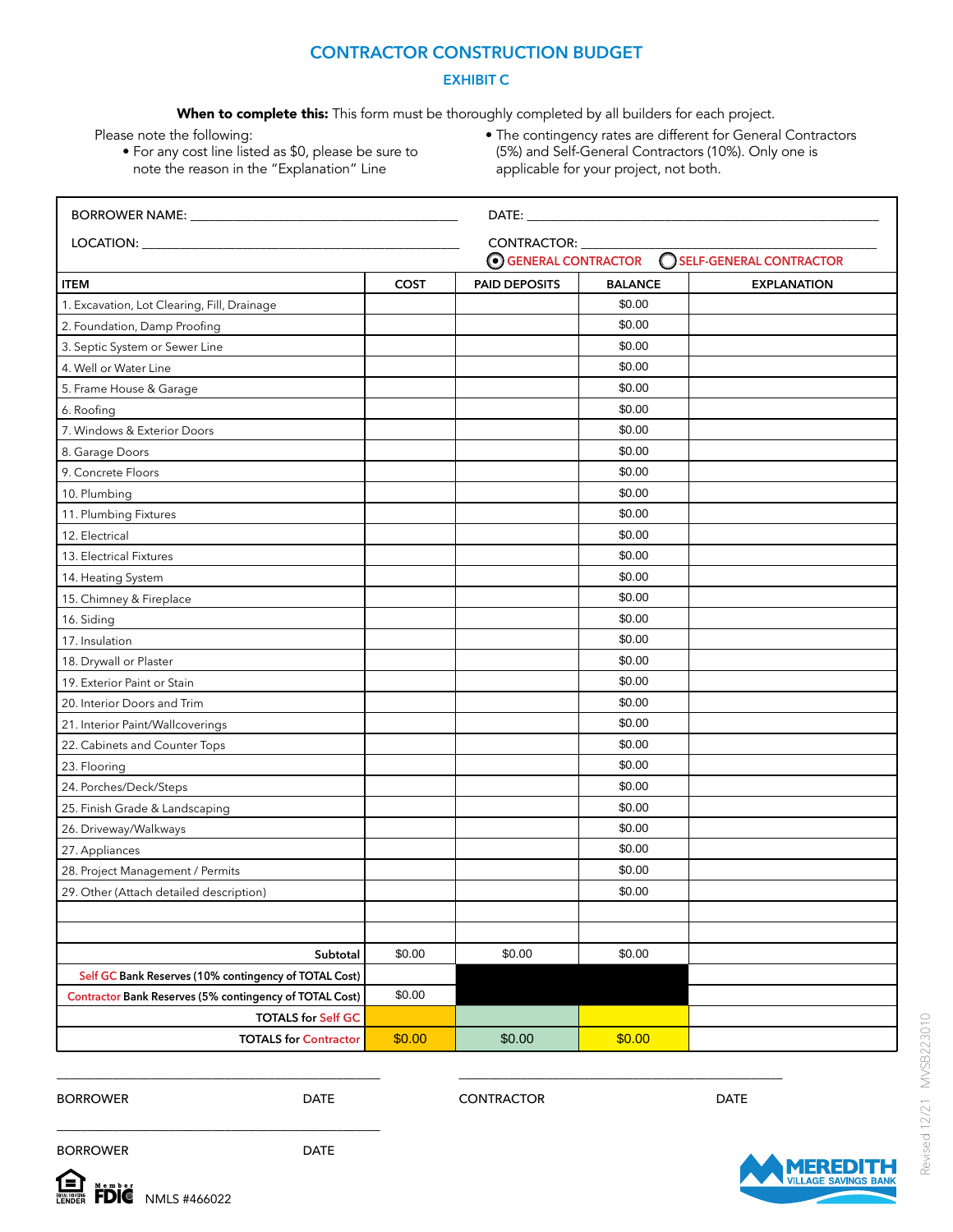# CONTRACTOR CONSTRUCTION BUDGET

## EXHIBIT C

**When to complete this:** This form must be thoroughly completed by all builders for each project.

Please note the following:

- For any cost line listed as $0, please be sure to note the reason in the "Explanation" Line
- The contingency rates are different for General Contractors (5%) and Self-General Contractors (10%). Only one is applicable for your project, not both.

BORROWER NAME: ______________________ DATE: ______________________

LOCATION: ______________________ CONTRACTOR: ______________________

◉ GENERAL CONTRACTOR ◯ SELF-GENERAL CONTRACTOR

| ITEM | COST | PAID DEPOSITS | BALANCE | EXPLANATION |
|---|---|---|---|---|
| 1. Excavation, Lot Clearing, Fill, Drainage | | | $0.00 | |
| 2. Foundation, Damp Proofing | | | $0.00 | |
| 3. Septic System or Sewer Line | | | $0.00 | |
| 4. Well or Water Line | | | $0.00 | |
| 5. Frame House & Garage | | | $0.00 | |
| 6. Roofing | | | $0.00 | |
| 7. Windows & Exterior Doors | | | $0.00 | |
| 8. Garage Doors | | | $0.00 | |
| 9. Concrete Floors | | | $0.00 | |
| 10. Plumbing | | | $0.00 | |
| 11. Plumbing Fixtures | | | $0.00 | |
| 12. Electrical | | | $0.00 | |
| 13. Electrical Fixtures | | | $0.00 | |
| 14. Heating System | | | $0.00 | |
| 15. Chimney & Fireplace | | | $0.00 | |
| 16. Siding | | | $0.00 | |
| 17. Insulation | | | $0.00 | |
| 18. Drywall or Plaster | | | $0.00 | |
| 19. Exterior Paint or Stain | | | $0.00 | |
| 20. Interior Doors and Trim | | | $0.00 | |
| 21. Interior Paint/Wallcoverings | | | $0.00 | |
| 22. Cabinets and Counter Tops | | | $0.00 | |
| 23. Flooring | | | $0.00 | |
| 24. Porches/Deck/Steps | | | $0.00 | |
| 25. Finish Grade & Landscaping | | | $0.00 | |
| 26. Driveway/Walkways | | | $0.00 | |
| 27. Appliances | | | $0.00 | |
| 28. Project Management / Permits | | | $0.00 | |
| 29. Other (Attach detailed description) | | | $0.00 | |
| | | | | |
| | | | | |
| **Subtotal** | $0.00 | $0.00 | $0.00 | |
| **Self GC Bank Reserves (10% contingency of TOTAL Cost)** | | | | |
| **Contractor Bank Reserves (5% contingency of TOTAL Cost)** | $0.00 | | | |
| **TOTALS for Self GC** | | | | |
| **TOTALS for Contractor** | $0.00 | $0.00 | $0.00 | |

______________________ ______________________

BORROWER DATE CONTRACTOR DATE

______________________

BORROWER DATE

NMLS #466022

MEREDITH VILLAGE SAVINGS BANK

Revised 12/21 MVSB223010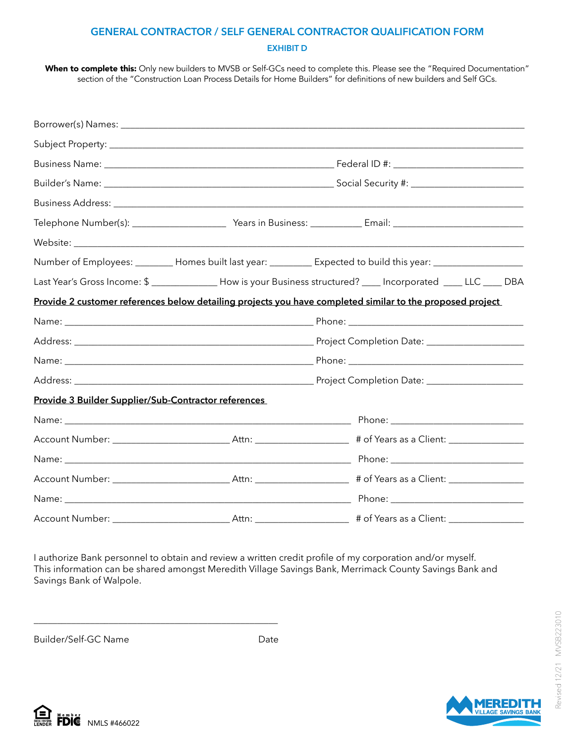## GENERAL CONTRACTOR / SELF GENERAL CONTRACTOR QUALIFICATION FORM

### EXHIBIT D

**When to complete this:** Only new builders to MVSB or Self-GCs need to complete this. Please see the "Required Documentation" section of the "Construction Loan Process Details for Home Builders" for definitions of new builders and Self GCs.

Borrower(s) Names: ______________________________________________________________

Subject Property: ______________________________________________________________

Business Name: ______________________________ Federal ID #: ____________________

Builder's Name: ______________________________ Social Security #: ________________

Business Address: ______________________________________________________________

Telephone Number(s): ______________ Years in Business: ________ Email: ____________________

Website: ______________________________________________________________

Number of Employees: ______ Homes built last year: ______ Expected to build this year: ______________

Last Year's Gross Income: $ __________ How is your Business structured? ____ Incorporated ____ LLC ____ DBA

**Provide 2 customer references below detailing projects you have completed similar to the proposed project**

Name: ______________________________ Phone: ______________________________

Address: ______________________________ Project Completion Date: ________________

Name: ______________________________ Phone: ______________________________

Address: ______________________________ Project Completion Date: ________________

**Provide 3 Builder Supplier/Sub-Contractor references**

Name: ______________________________ Phone: ______________________________

Account Number: __________________ Attn: ______________ # of Years as a Client: ____________

Name: ______________________________ Phone: ______________________________

Account Number: __________________ Attn: ______________ # of Years as a Client: ____________

Name: ______________________________ Phone: ______________________________

Account Number: __________________ Attn: ______________ # of Years as a Client: ____________

I authorize Bank personnel to obtain and review a written credit profile of my corporation and/or myself. This information can be shared amongst Meredith Village Savings Bank, Merrimack County Savings Bank and Savings Bank of Walpole.

________________________________________

Builder/Self-GC Name Date

Revised 12/21 MVSB223010

NMLS #466022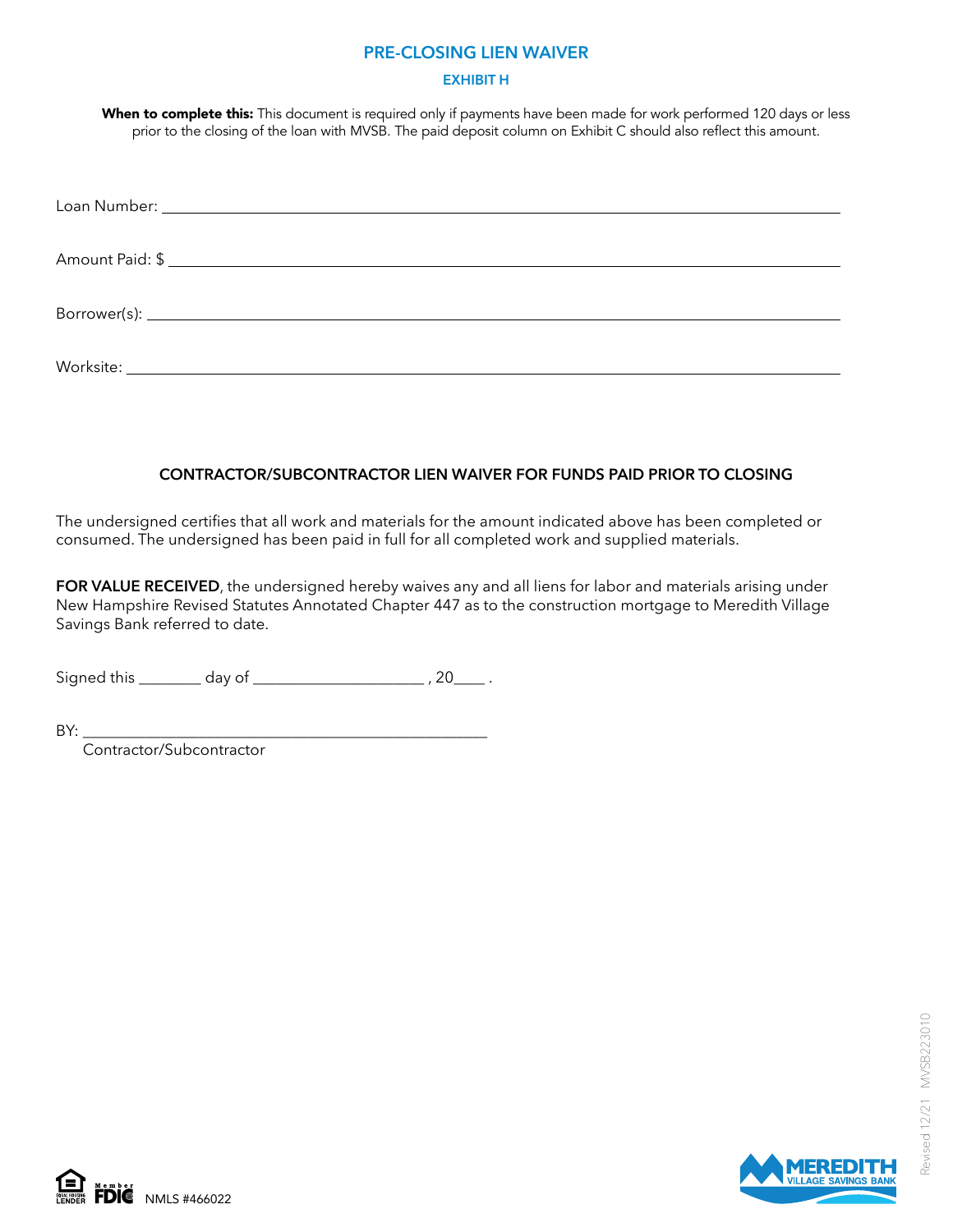# PRE-CLOSING LIEN WAIVER

## EXHIBIT H

**When to complete this:** This document is required only if payments have been made for work performed 120 days or less prior to the closing of the loan with MVSB. The paid deposit column on Exhibit C should also reflect this amount.

Loan Number: ______________________________________________

Amount Paid: $ ______________________________________________

Borrower(s): ______________________________________________

Worksite: ______________________________________________

### CONTRACTOR/SUBCONTRACTOR LIEN WAIVER FOR FUNDS PAID PRIOR TO CLOSING

The undersigned certifies that all work and materials for the amount indicated above has been completed or consumed. The undersigned has been paid in full for all completed work and supplied materials.

**FOR VALUE RECEIVED**, the undersigned hereby waives any and all liens for labor and materials arising under New Hampshire Revised Statutes Annotated Chapter 447 as to the construction mortgage to Meredith Village Savings Bank referred to date.

Signed this ________ day of ______________________ , 20____ .

BY: ______________________________________________
Contractor/Subcontractor

Revised 12/21 MVSB223010

NMLS #466022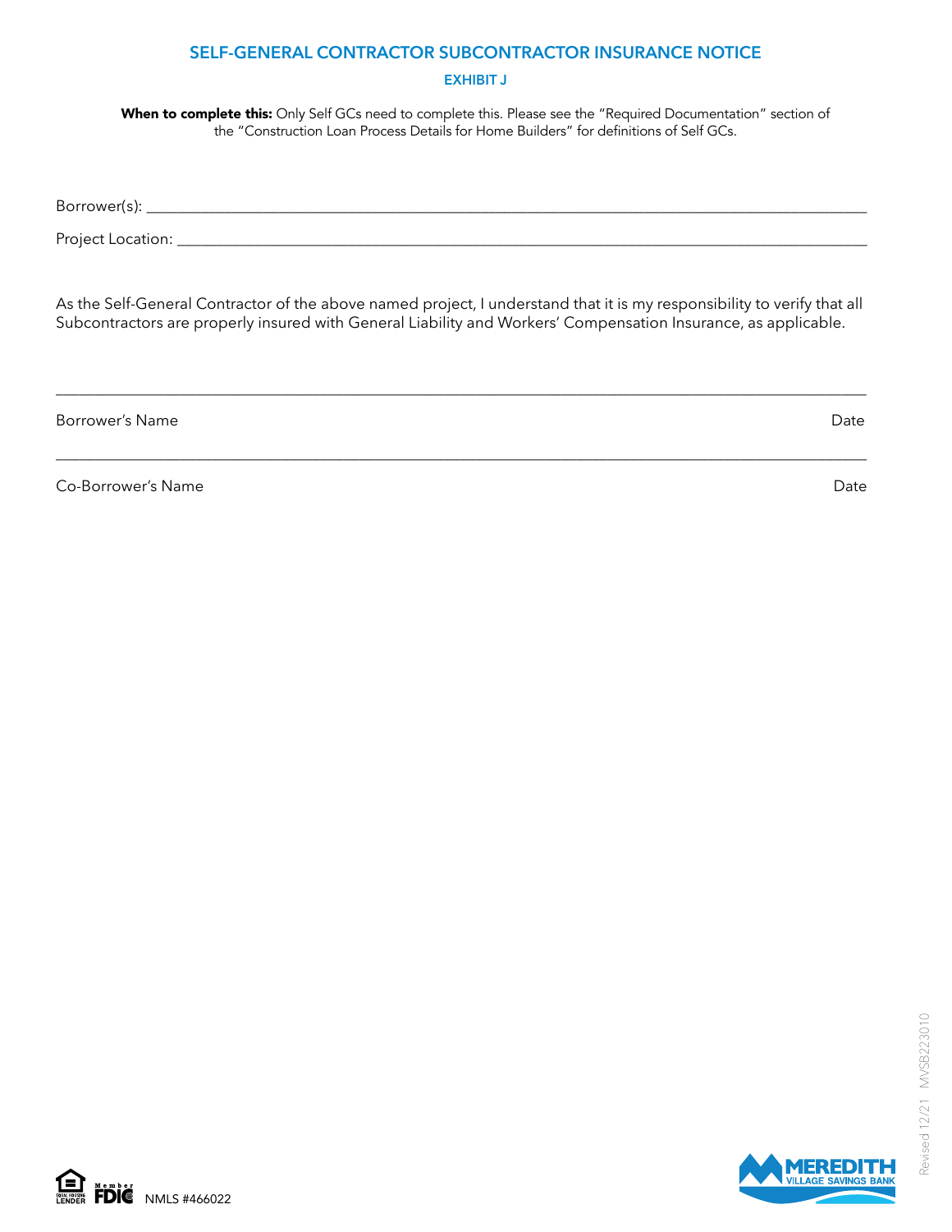# SELF-GENERAL CONTRACTOR SUBCONTRACTOR INSURANCE NOTICE

## EXHIBIT J

**When to complete this:** Only Self GCs need to complete this. Please see the "Required Documentation" section of the "Construction Loan Process Details for Home Builders" for definitions of Self GCs.

Borrower(s): ___________________________________________________________________________

Project Location: _______________________________________________________________________

As the Self-General Contractor of the above named project, I understand that it is my responsibility to verify that all Subcontractors are properly insured with General Liability and Workers' Compensation Insurance, as applicable.

_____________________________________________________________________________________

Borrower's Name Date

_____________________________________________________________________________________

Co-Borrower's Name Date

Revised 12/21 MVSB223010

NMLS #466022

MEREDITH VILLAGE SAVINGS BANK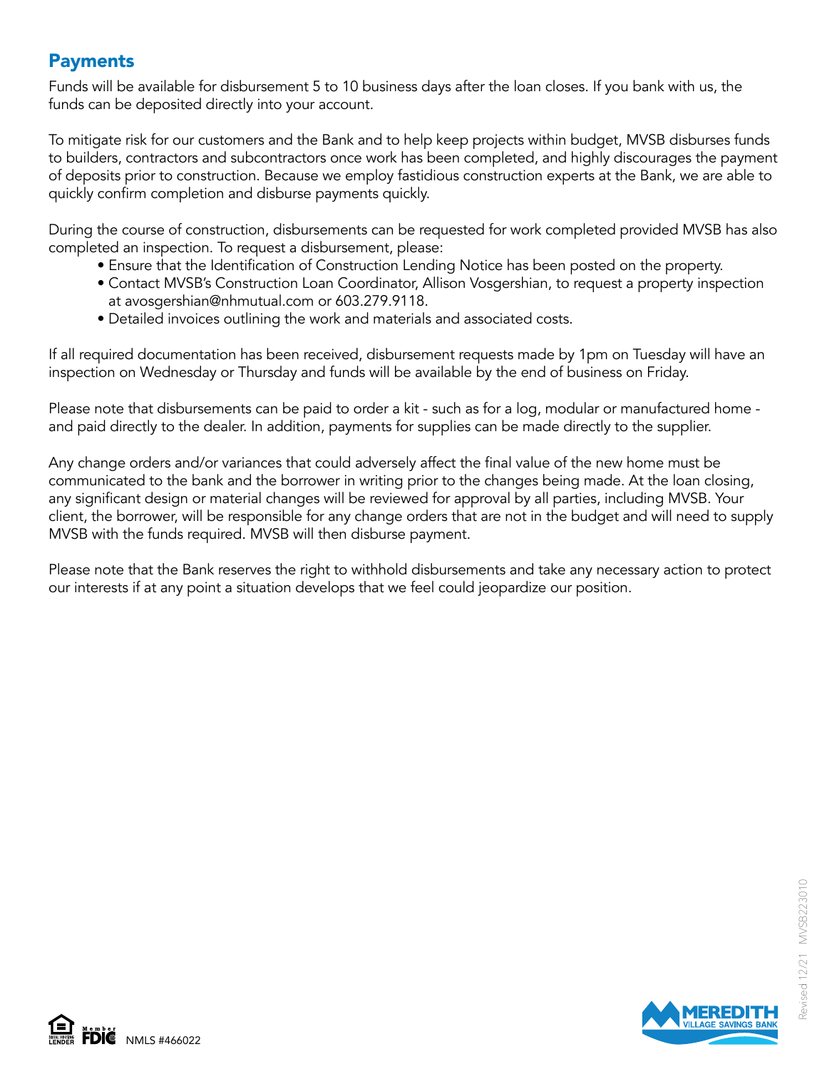## Payments

Funds will be available for disbursement 5 to 10 business days after the loan closes. If you bank with us, the funds can be deposited directly into your account.

To mitigate risk for our customers and the Bank and to help keep projects within budget, MVSB disburses funds to builders, contractors and subcontractors once work has been completed, and highly discourages the payment of deposits prior to construction. Because we employ fastidious construction experts at the Bank, we are able to quickly confirm completion and disburse payments quickly.

During the course of construction, disbursements can be requested for work completed provided MVSB has also completed an inspection. To request a disbursement, please:

- Ensure that the Identification of Construction Lending Notice has been posted on the property.
- Contact MVSB's Construction Loan Coordinator, Allison Vosgershian, to request a property inspection at avosgershian@nhmutual.com or 603.279.9118.
- Detailed invoices outlining the work and materials and associated costs.

If all required documentation has been received, disbursement requests made by 1pm on Tuesday will have an inspection on Wednesday or Thursday and funds will be available by the end of business on Friday.

Please note that disbursements can be paid to order a kit - such as for a log, modular or manufactured home - and paid directly to the dealer. In addition, payments for supplies can be made directly to the supplier.

Any change orders and/or variances that could adversely affect the final value of the new home must be communicated to the bank and the borrower in writing prior to the changes being made. At the loan closing, any significant design or material changes will be reviewed for approval by all parties, including MVSB. Your client, the borrower, will be responsible for any change orders that are not in the budget and will need to supply MVSB with the funds required. MVSB will then disburse payment.

Please note that the Bank reserves the right to withhold disbursements and take any necessary action to protect our interests if at any point a situation develops that we feel could jeopardize our position.

Member FDIC NMLS #466022

MEREDITH VILLAGE SAVINGS BANK

Revised 12/21 MVSB223010